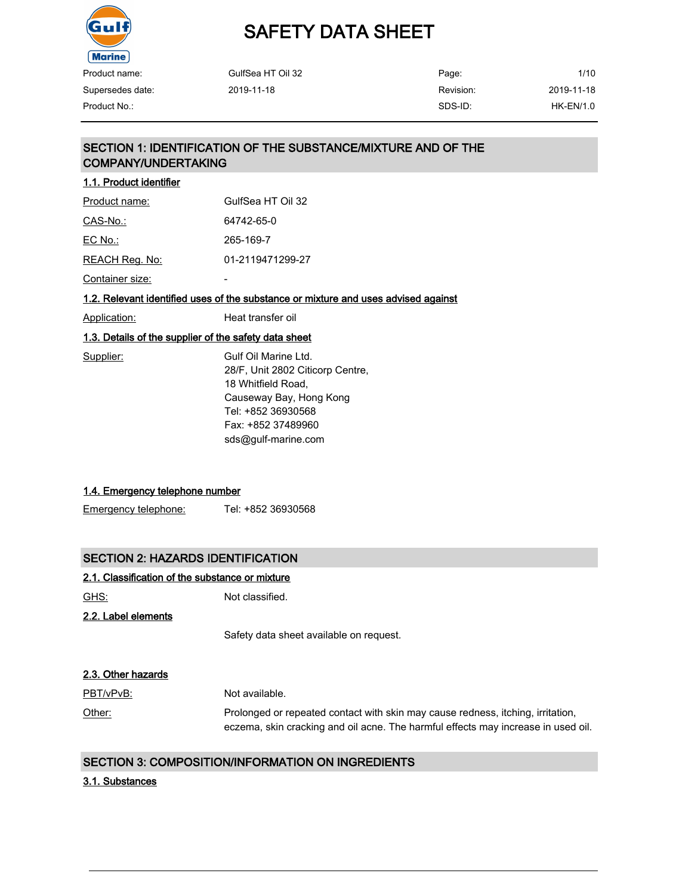# SAFETY DATA SHEET

| | | | |
|---|---|---|---|
| Product name: | GulfSea HT Oil 32 | Page: | 1/10 |
| Supersedes date: | 2019-11-18 | Revision: | 2019-11-18 |
| Product No.: | | SDS-ID: | HK-EN/1.0 |

## SECTION 1: IDENTIFICATION OF THE SUBSTANCE/MIXTURE AND OF THE COMPANY/UNDERTAKING

### 1.1. Product identifier

Product name: GulfSea HT Oil 32

CAS-No.: 64742-65-0

EC No.: 265-169-7

REACH Reg. No: 01-2119471299-27

Container size: -

### 1.2. Relevant identified uses of the substance or mixture and uses advised against

Application: Heat transfer oil

### 1.3. Details of the supplier of the safety data sheet

Supplier: Gulf Oil Marine Ltd.
28/F, Unit 2802 Citicorp Centre,
18 Whitfield Road,
Causeway Bay, Hong Kong
Tel: +852 36930568
Fax: +852 37489960
sds@gulf-marine.com

### 1.4. Emergency telephone number

Emergency telephone: Tel: +852 36930568

## SECTION 2: HAZARDS IDENTIFICATION

### 2.1. Classification of the substance or mixture

GHS: Not classified.

### 2.2. Label elements

Safety data sheet available on request.

### 2.3. Other hazards

PBT/vPvB: Not available.

Other: Prolonged or repeated contact with skin may cause redness, itching, irritation, eczema, skin cracking and oil acne. The harmful effects may increase in used oil.

## SECTION 3: COMPOSITION/INFORMATION ON INGREDIENTS

### 3.1. Substances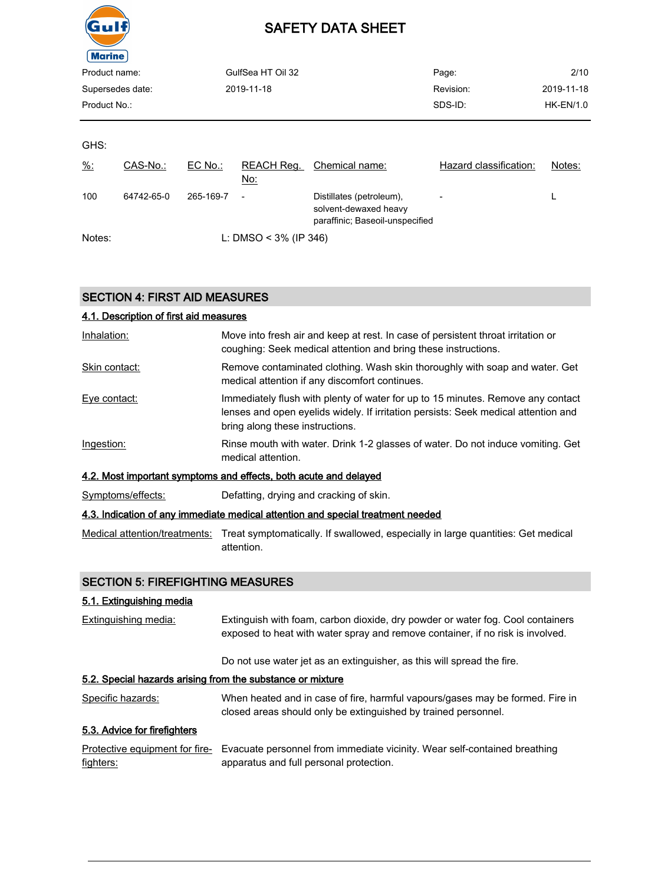GHS:

| %: | CAS-No.: | EC No.: | REACH Reg. No: | Chemical name: | Hazard classification: | Notes: |
| --- | --- | --- | --- | --- | --- | --- |
| 100 | 64742-65-0 | 265-169-7 | - | Distillates (petroleum), solvent-dewaxed heavy paraffinic; Baseoil-unspecified | - | L |

Notes: L: DMSO < 3% (IP 346)

## SECTION 4: FIRST AID MEASURES

### 4.1. Description of first aid measures

**Inhalation:** Move into fresh air and keep at rest. In case of persistent throat irritation or coughing: Seek medical attention and bring these instructions.

**Skin contact:** Remove contaminated clothing. Wash skin thoroughly with soap and water. Get medical attention if any discomfort continues.

**Eye contact:** Immediately flush with plenty of water for up to 15 minutes. Remove any contact lenses and open eyelids widely. If irritation persists: Seek medical attention and bring along these instructions.

**Ingestion:** Rinse mouth with water. Drink 1-2 glasses of water. Do not induce vomiting. Get medical attention.

### 4.2. Most important symptoms and effects, both acute and delayed

**Symptoms/effects:** Defatting, drying and cracking of skin.

### 4.3. Indication of any immediate medical attention and special treatment needed

**Medical attention/treatments:** Treat symptomatically. If swallowed, especially in large quantities: Get medical attention.

## SECTION 5: FIREFIGHTING MEASURES

### 5.1. Extinguishing media

**Extinguishing media:** Extinguish with foam, carbon dioxide, dry powder or water fog. Cool containers exposed to heat with water spray and remove container, if no risk is involved.

Do not use water jet as an extinguisher, as this will spread the fire.

### 5.2. Special hazards arising from the substance or mixture

**Specific hazards:** When heated and in case of fire, harmful vapours/gases may be formed. Fire in closed areas should only be extinguished by trained personnel.

### 5.3. Advice for firefighters

**Protective equipment for fire-fighters:** Evacuate personnel from immediate vicinity. Wear self-contained breathing apparatus and full personal protection.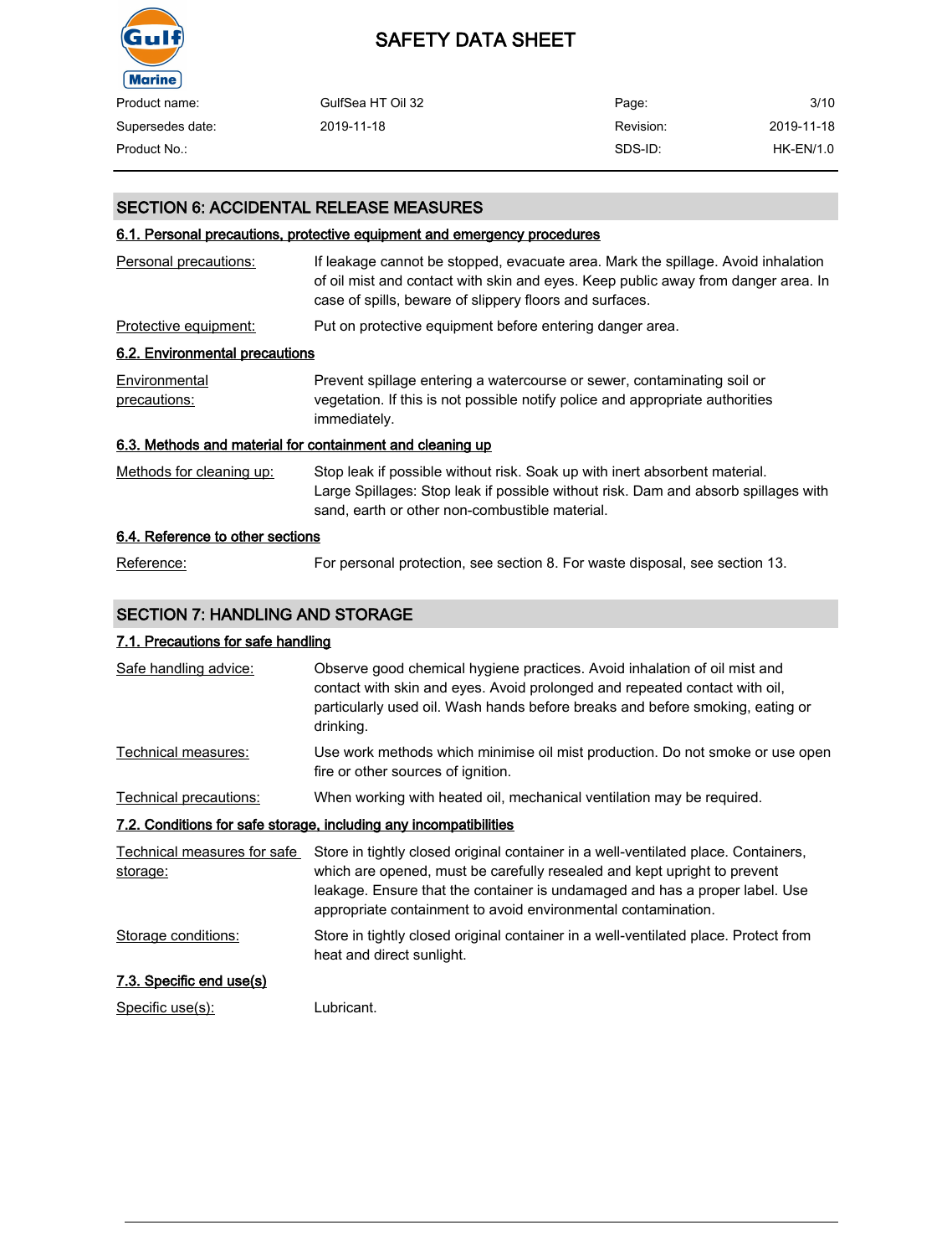## SECTION 6: ACCIDENTAL RELEASE MEASURES

### 6.1. Personal precautions, protective equipment and emergency procedures

| | |
|---|---|
| Personal precautions: | If leakage cannot be stopped, evacuate area. Mark the spillage. Avoid inhalation of oil mist and contact with skin and eyes. Keep public away from danger area. In case of spills, beware of slippery floors and surfaces. |
| Protective equipment: | Put on protective equipment before entering danger area. |

### 6.2. Environmental precautions

| | |
|---|---|
| Environmental precautions: | Prevent spillage entering a watercourse or sewer, contaminating soil or vegetation. If this is not possible notify police and appropriate authorities immediately. |

### 6.3. Methods and material for containment and cleaning up

| | |
|---|---|
| Methods for cleaning up: | Stop leak if possible without risk. Soak up with inert absorbent material. Large Spillages: Stop leak if possible without risk. Dam and absorb spillages with sand, earth or other non-combustible material. |

### 6.4. Reference to other sections

| | |
|---|---|
| Reference: | For personal protection, see section 8. For waste disposal, see section 13. |

## SECTION 7: HANDLING AND STORAGE

### 7.1. Precautions for safe handling

| | |
|---|---|
| Safe handling advice: | Observe good chemical hygiene practices. Avoid inhalation of oil mist and contact with skin and eyes. Avoid prolonged and repeated contact with oil, particularly used oil. Wash hands before breaks and before smoking, eating or drinking. |
| Technical measures: | Use work methods which minimise oil mist production. Do not smoke or use open fire or other sources of ignition. |
| Technical precautions: | When working with heated oil, mechanical ventilation may be required. |

### 7.2. Conditions for safe storage, including any incompatibilities

| | |
|---|---|
| Technical measures for safe storage: | Store in tightly closed original container in a well-ventilated place. Containers, which are opened, must be carefully resealed and kept upright to prevent leakage. Ensure that the container is undamaged and has a proper label. Use appropriate containment to avoid environmental contamination. |
| Storage conditions: | Store in tightly closed original container in a well-ventilated place. Protect from heat and direct sunlight. |

### 7.3. Specific end use(s)

| | |
|---|---|
| Specific use(s): | Lubricant. |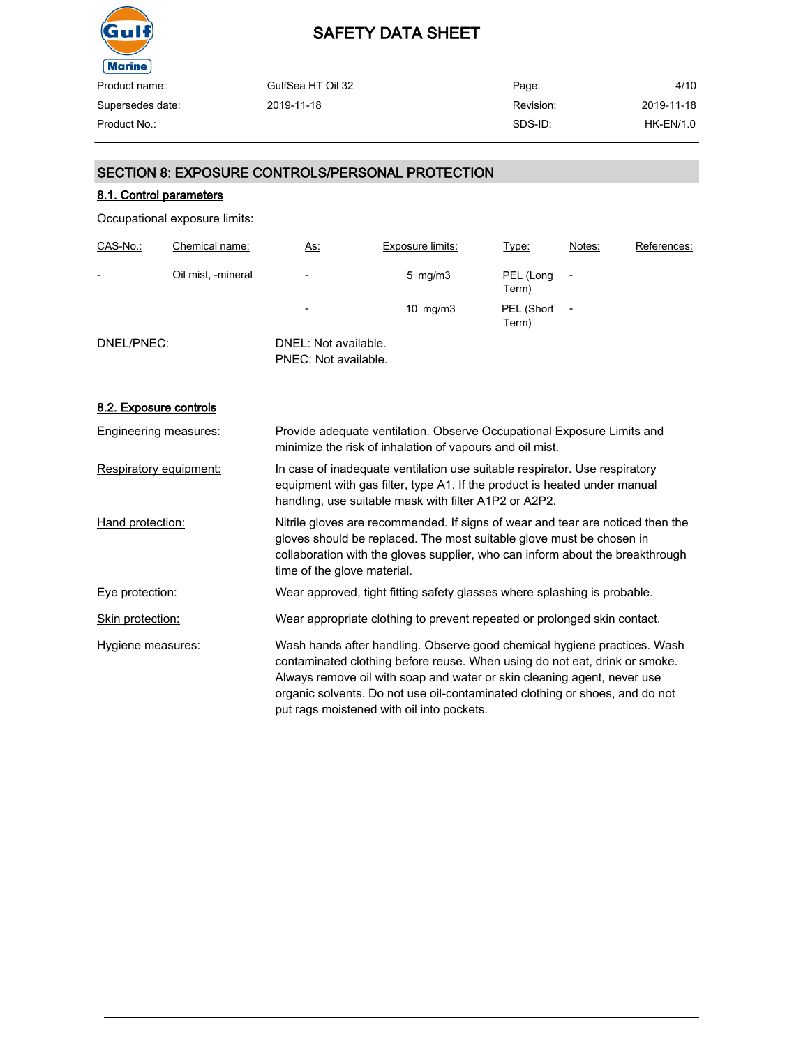## SECTION 8: EXPOSURE CONTROLS/PERSONAL PROTECTION

### 8.1. Control parameters

Occupational exposure limits:

| CAS-No.: | Chemical name: | As: | Exposure limits: | Type: | Notes: | References: |
|---|---|---|---|---|---|---|
| - | Oil mist, -mineral | - | 5 mg/m3 | PEL (Long Term) | - | |
| | | - | 10 mg/m3 | PEL (Short Term) | - | |

DNEL/PNEC:
DNEL: Not available.
PNEC: Not available.

### 8.2. Exposure controls

**Engineering measures:** Provide adequate ventilation. Observe Occupational Exposure Limits and minimize the risk of inhalation of vapours and oil mist.

**Respiratory equipment:** In case of inadequate ventilation use suitable respirator. Use respiratory equipment with gas filter, type A1. If the product is heated under manual handling, use suitable mask with filter A1P2 or A2P2.

**Hand protection:** Nitrile gloves are recommended. If signs of wear and tear are noticed then the gloves should be replaced. The most suitable glove must be chosen in collaboration with the gloves supplier, who can inform about the breakthrough time of the glove material.

**Eye protection:** Wear approved, tight fitting safety glasses where splashing is probable.

**Skin protection:** Wear appropriate clothing to prevent repeated or prolonged skin contact.

**Hygiene measures:** Wash hands after handling. Observe good chemical hygiene practices. Wash contaminated clothing before reuse. When using do not eat, drink or smoke. Always remove oil with soap and water or skin cleaning agent, never use organic solvents. Do not use oil-contaminated clothing or shoes, and do not put rags moistened with oil into pockets.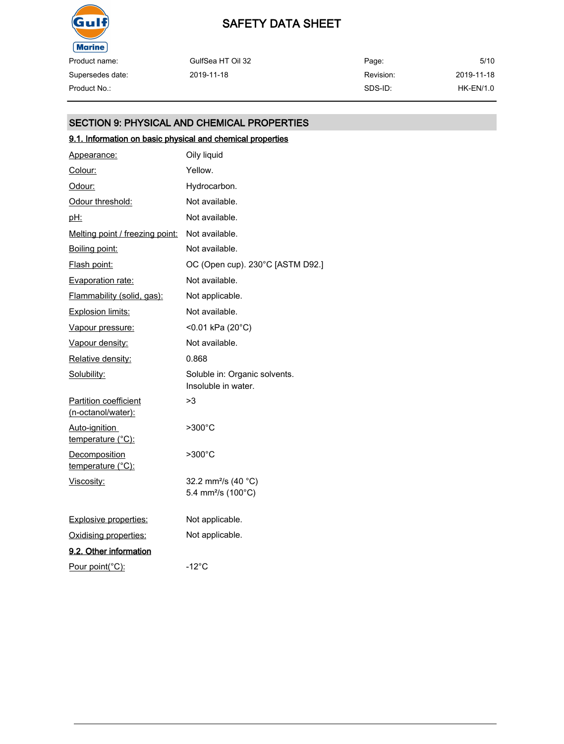## SECTION 9: PHYSICAL AND CHEMICAL PROPERTIES

### 9.1. Information on basic physical and chemical properties

| Property | Value |
|---|---|
| Appearance: | Oily liquid |
| Colour: | Yellow. |
| Odour: | Hydrocarbon. |
| Odour threshold: | Not available. |
| pH: | Not available. |
| Melting point / freezing point: | Not available. |
| Boiling point: | Not available. |
| Flash point: | OC (Open cup). 230°C [ASTM D92.] |
| Evaporation rate: | Not available. |
| Flammability (solid, gas): | Not applicable. |
| Explosion limits: | Not available. |
| Vapour pressure: | <0.01 kPa (20°C) |
| Vapour density: | Not available. |
| Relative density: | 0.868 |
| Solubility: | Soluble in: Organic solvents.<br>Insoluble in water. |
| Partition coefficient (n-octanol/water): | >3 |
| Auto-ignition temperature (°C): | >300°C |
| Decomposition temperature (°C): | >300°C |
| Viscosity: | 32.2 mm²/s (40 °C)<br>5.4 mm²/s (100°C) |
| Explosive properties: | Not applicable. |
| Oxidising properties: | Not applicable. |

### 9.2. Other information

| Property | Value |
|---|---|
| Pour point(°C): | -12°C |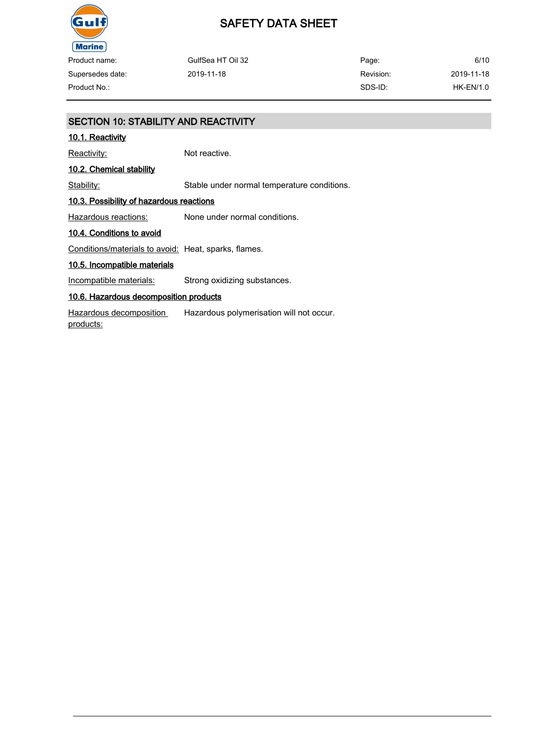## SECTION 10: STABILITY AND REACTIVITY

### 10.1. Reactivity

Reactivity: Not reactive.

### 10.2. Chemical stability

Stability: Stable under normal temperature conditions.

### 10.3. Possibility of hazardous reactions

Hazardous reactions: None under normal conditions.

### 10.4. Conditions to avoid

Conditions/materials to avoid: Heat, sparks, flames.

### 10.5. Incompatible materials

Incompatible materials: Strong oxidizing substances.

### 10.6. Hazardous decomposition products

Hazardous decomposition products: Hazardous polymerisation will not occur.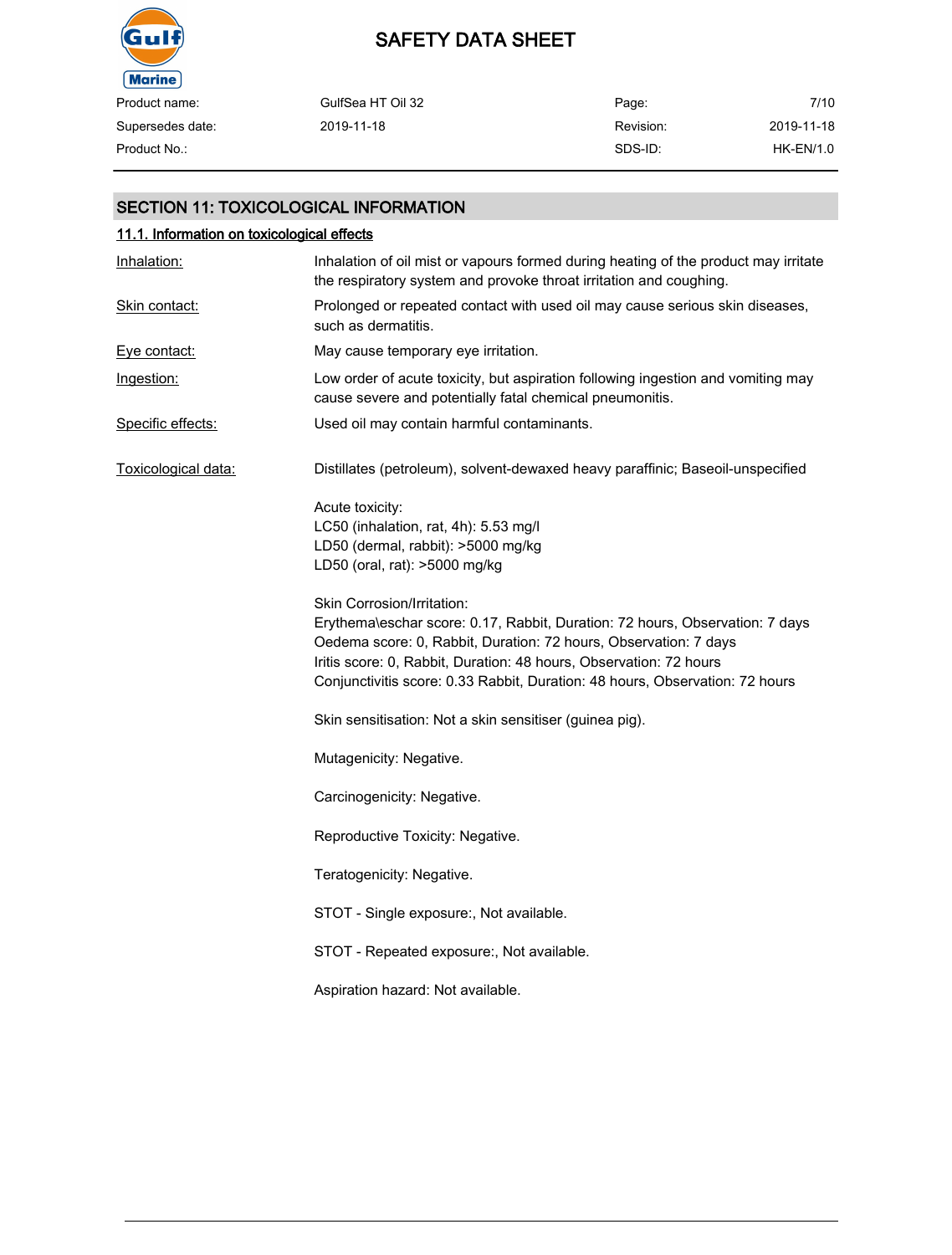## SECTION 11: TOXICOLOGICAL INFORMATION

### 11.1. Information on toxicological effects

**Inhalation:** Inhalation of oil mist or vapours formed during heating of the product may irritate the respiratory system and provoke throat irritation and coughing.

**Skin contact:** Prolonged or repeated contact with used oil may cause serious skin diseases, such as dermatitis.

**Eye contact:** May cause temporary eye irritation.

**Ingestion:** Low order of acute toxicity, but aspiration following ingestion and vomiting may cause severe and potentially fatal chemical pneumonitis.

**Specific effects:** Used oil may contain harmful contaminants.

**Toxicological data:** Distillates (petroleum), solvent-dewaxed heavy paraffinic; Baseoil-unspecified

Acute toxicity:
LC50 (inhalation, rat, 4h): 5.53 mg/l
LD50 (dermal, rabbit): >5000 mg/kg
LD50 (oral, rat): >5000 mg/kg

Skin Corrosion/Irritation:
Erythema\eschar score: 0.17, Rabbit, Duration: 72 hours, Observation: 7 days
Oedema score: 0, Rabbit, Duration: 72 hours, Observation: 7 days
Iritis score: 0, Rabbit, Duration: 48 hours, Observation: 72 hours
Conjunctivitis score: 0.33 Rabbit, Duration: 48 hours, Observation: 72 hours

Skin sensitisation: Not a skin sensitiser (guinea pig).

Mutagenicity: Negative.

Carcinogenicity: Negative.

Reproductive Toxicity: Negative.

Teratogenicity: Negative.

STOT - Single exposure:, Not available.

STOT - Repeated exposure:, Not available.

Aspiration hazard: Not available.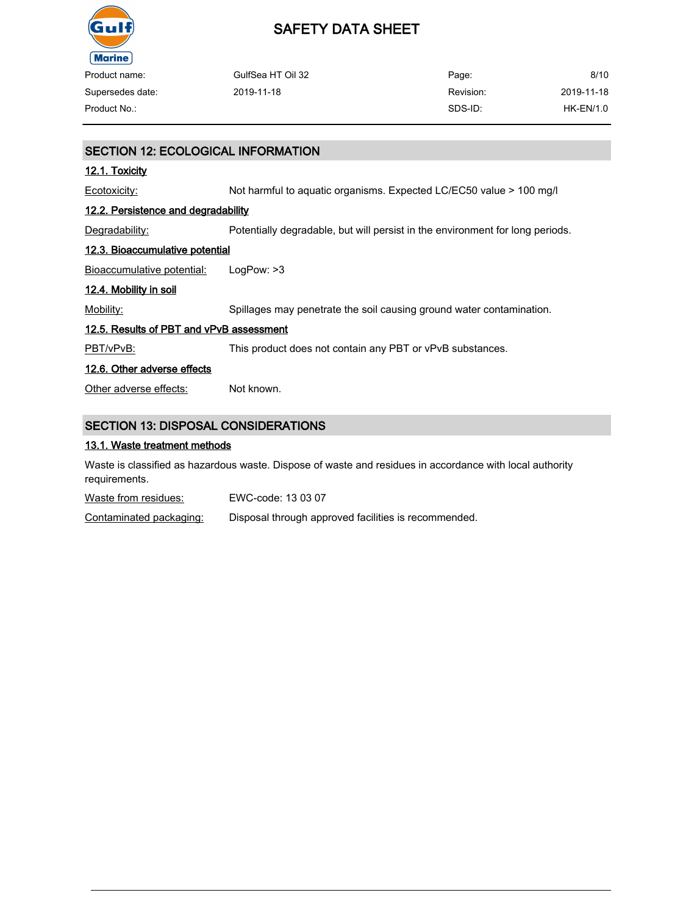## SECTION 12: ECOLOGICAL INFORMATION

### 12.1. Toxicity

Ecotoxicity: Not harmful to aquatic organisms. Expected LC/EC50 value > 100 mg/l

### 12.2. Persistence and degradability

Degradability: Potentially degradable, but will persist in the environment for long periods.

### 12.3. Bioaccumulative potential

Bioaccumulative potential: LogPow: >3

### 12.4. Mobility in soil

Mobility: Spillages may penetrate the soil causing ground water contamination.

### 12.5. Results of PBT and vPvB assessment

PBT/vPvB: This product does not contain any PBT or vPvB substances.

### 12.6. Other adverse effects

Other adverse effects: Not known.

## SECTION 13: DISPOSAL CONSIDERATIONS

### 13.1. Waste treatment methods

Waste is classified as hazardous waste. Dispose of waste and residues in accordance with local authority requirements.

Waste from residues: EWC-code: 13 03 07

Contaminated packaging: Disposal through approved facilities is recommended.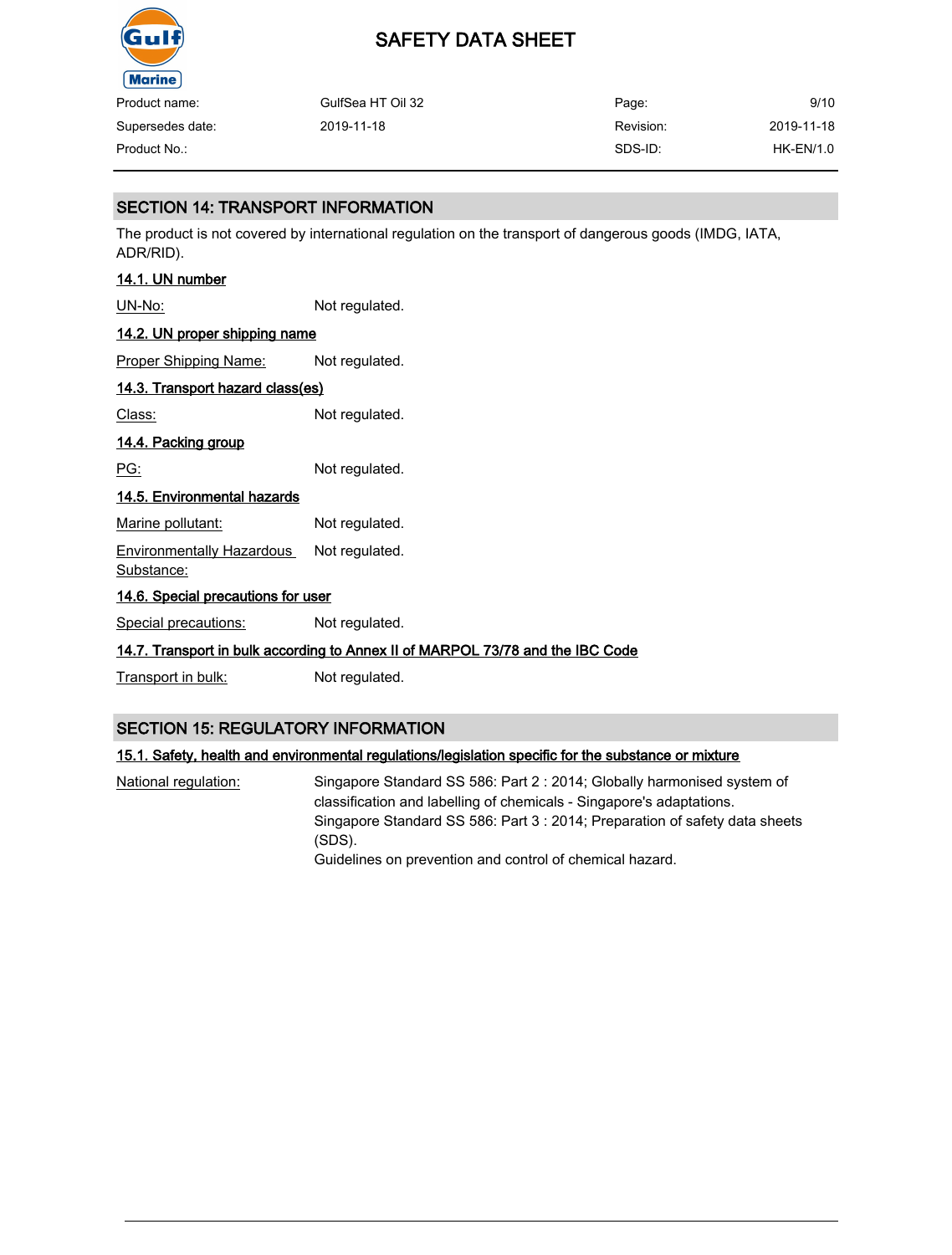## SECTION 14: TRANSPORT INFORMATION

The product is not covered by international regulation on the transport of dangerous goods (IMDG, IATA, ADR/RID).

### 14.1. UN number

| | |
|---|---|
| UN-No: | Not regulated. |

### 14.2. UN proper shipping name

| | |
|---|---|
| Proper Shipping Name: | Not regulated. |

### 14.3. Transport hazard class(es)

| | |
|---|---|
| Class: | Not regulated. |

### 14.4. Packing group

| | |
|---|---|
| PG: | Not regulated. |

### 14.5. Environmental hazards

| | |
|---|---|
| Marine pollutant: | Not regulated. |
| Environmentally Hazardous Substance: | Not regulated. |

### 14.6. Special precautions for user

| | |
|---|---|
| Special precautions: | Not regulated. |

### 14.7. Transport in bulk according to Annex II of MARPOL 73/78 and the IBC Code

| | |
|---|---|
| Transport in bulk: | Not regulated. |

## SECTION 15: REGULATORY INFORMATION

### 15.1. Safety, health and environmental regulations/legislation specific for the substance or mixture

| | |
|---|---|
| National regulation: | Singapore Standard SS 586: Part 2 : 2014; Globally harmonised system of classification and labelling of chemicals - Singapore's adaptations. Singapore Standard SS 586: Part 3 : 2014; Preparation of safety data sheets (SDS). Guidelines on prevention and control of chemical hazard. |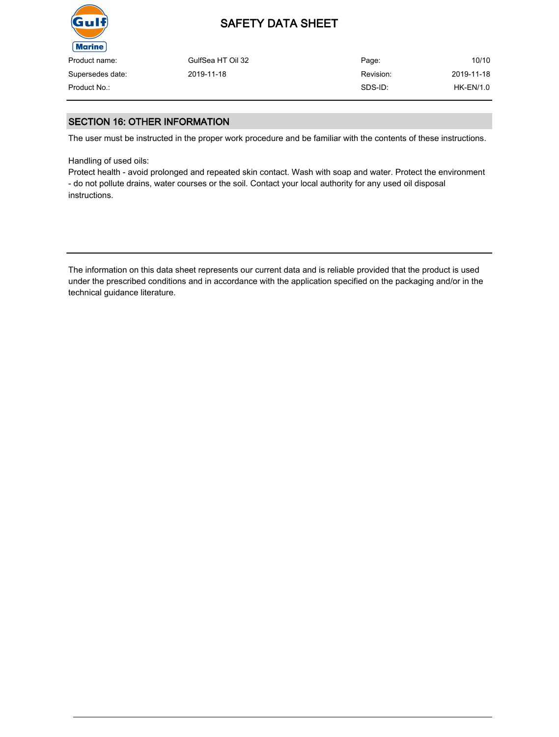## SECTION 16: OTHER INFORMATION

The user must be instructed in the proper work procedure and be familiar with the contents of these instructions.

Handling of used oils:
Protect health - avoid prolonged and repeated skin contact. Wash with soap and water. Protect the environment - do not pollute drains, water courses or the soil. Contact your local authority for any used oil disposal instructions.

---

The information on this data sheet represents our current data and is reliable provided that the product is used under the prescribed conditions and in accordance with the application specified on the packaging and/or in the technical guidance literature.